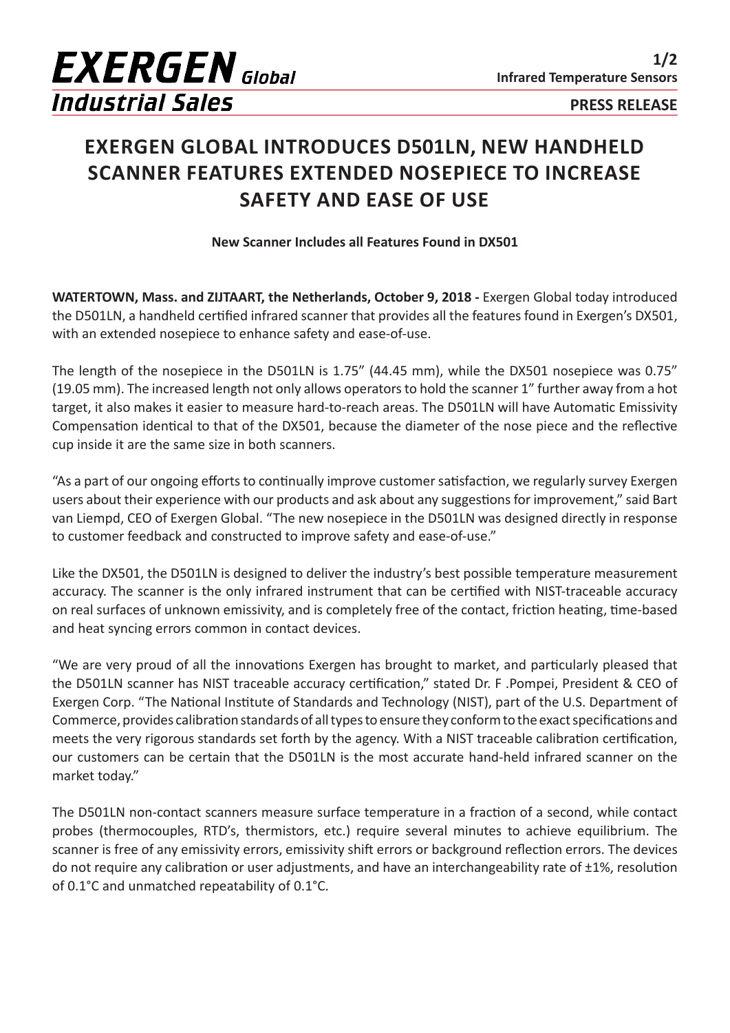# EXERGEN GLOBAL INTRODUCES D501LN, NEW HANDHELD SCANNER FEATURES EXTENDED NOSEPIECE TO INCREASE SAFETY AND EASE OF USE

**New Scanner Includes all Features Found in DX501**

**WATERTOWN, Mass. and ZIJTAART, the Netherlands, October 9, 2018 -** Exergen Global today introduced the D501LN, a handheld certified infrared scanner that provides all the features found in Exergen's DX501, with an extended nosepiece to enhance safety and ease-of-use.

The length of the nosepiece in the D501LN is 1.75" (44.45 mm), while the DX501 nosepiece was 0.75" (19.05 mm). The increased length not only allows operators to hold the scanner 1" further away from a hot target, it also makes it easier to measure hard-to-reach areas. The D501LN will have Automatic Emissivity Compensation identical to that of the DX501, because the diameter of the nose piece and the reflective cup inside it are the same size in both scanners.

"As a part of our ongoing efforts to continually improve customer satisfaction, we regularly survey Exergen users about their experience with our products and ask about any suggestions for improvement," said Bart van Liempd, CEO of Exergen Global. "The new nosepiece in the D501LN was designed directly in response to customer feedback and constructed to improve safety and ease-of-use."

Like the DX501, the D501LN is designed to deliver the industry's best possible temperature measurement accuracy. The scanner is the only infrared instrument that can be certified with NIST-traceable accuracy on real surfaces of unknown emissivity, and is completely free of the contact, friction heating, time-based and heat syncing errors common in contact devices.

"We are very proud of all the innovations Exergen has brought to market, and particularly pleased that the D501LN scanner has NIST traceable accuracy certification," stated Dr. F .Pompei, President & CEO of Exergen Corp. "The National Institute of Standards and Technology (NIST), part of the U.S. Department of Commerce, provides calibration standards of all types to ensure they conform to the exact specifications and meets the very rigorous standards set forth by the agency. With a NIST traceable calibration certification, our customers can be certain that the D501LN is the most accurate hand-held infrared scanner on the market today."

The D501LN non-contact scanners measure surface temperature in a fraction of a second, while contact probes (thermocouples, RTD's, thermistors, etc.) require several minutes to achieve equilibrium. The scanner is free of any emissivity errors, emissivity shift errors or background reflection errors. The devices do not require any calibration or user adjustments, and have an interchangeability rate of ±1%, resolution of 0.1°C and unmatched repeatability of 0.1°C.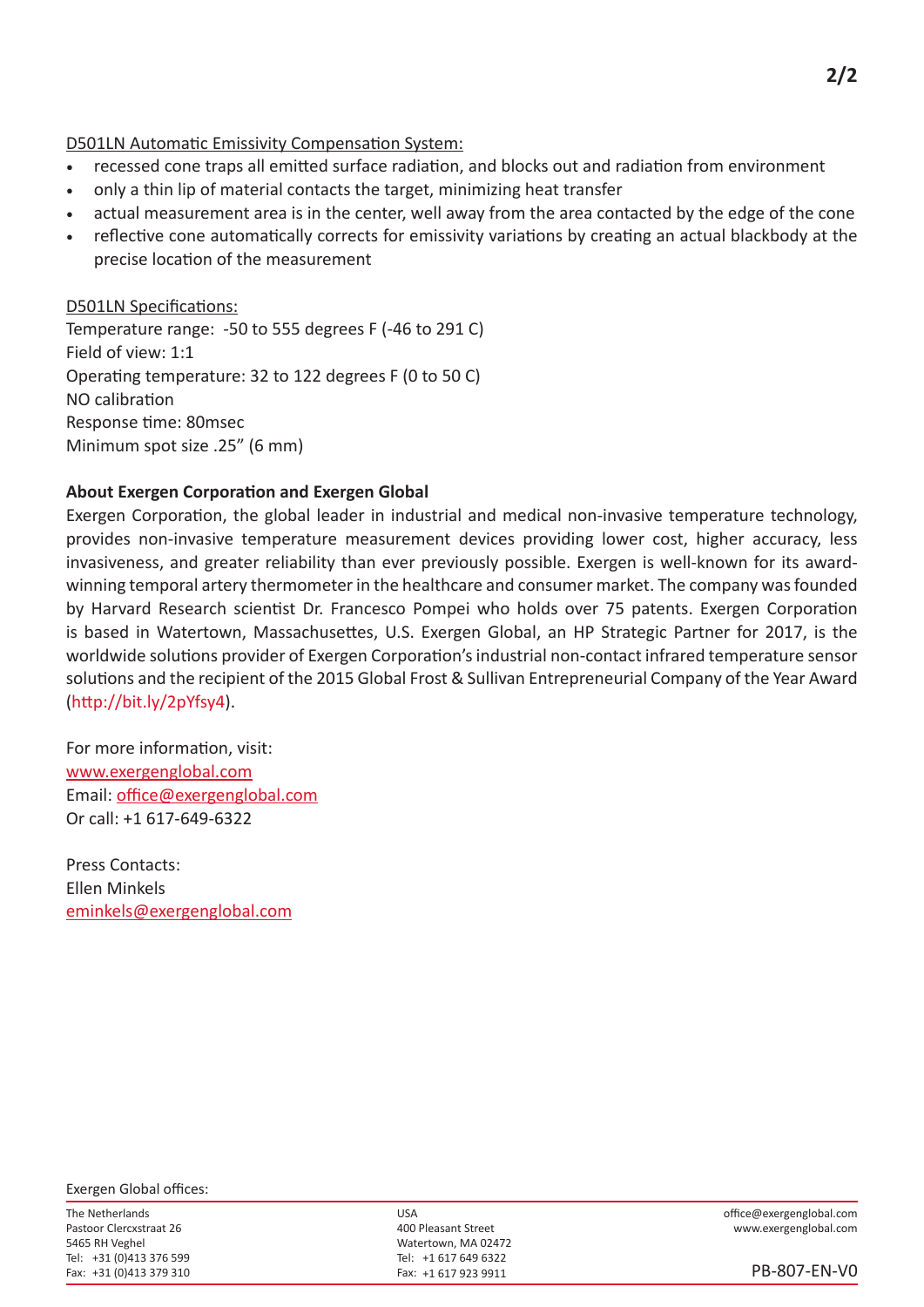D501LN Automatic Emissivity Compensation System:

- recessed cone traps all emitted surface radiation, and blocks out and radiation from environment
- only a thin lip of material contacts the target, minimizing heat transfer
- actual measurement area is in the center, well away from the area contacted by the edge of the cone
- reflective cone automatically corrects for emissivity variations by creating an actual blackbody at the precise location of the measurement

D501LN Specifications:
Temperature range: -50 to 555 degrees F (-46 to 291 C)
Field of view: 1:1
Operating temperature: 32 to 122 degrees F (0 to 50 C)
NO calibration
Response time: 80msec
Minimum spot size .25” (6 mm)

**About Exergen Corporation and Exergen Global**

Exergen Corporation, the global leader in industrial and medical non-invasive temperature technology, provides non-invasive temperature measurement devices providing lower cost, higher accuracy, less invasiveness, and greater reliability than ever previously possible. Exergen is well-known for its award-winning temporal artery thermometer in the healthcare and consumer market. The company was founded by Harvard Research scientist Dr. Francesco Pompei who holds over 75 patents. Exergen Corporation is based in Watertown, Massachusettes, U.S. Exergen Global, an HP Strategic Partner for 2017, is the worldwide solutions provider of Exergen Corporation’s industrial non-contact infrared temperature sensor solutions and the recipient of the 2015 Global Frost & Sullivan Entrepreneurial Company of the Year Award (http://bit.ly/2pYfsy4).

For more information, visit:
www.exergenglobal.com
Email: office@exergenglobal.com
Or call: +1 617-649-6322

Press Contacts:
Ellen Minkels
eminkels@exergenglobal.com

Exergen Global offices:

The Netherlands
Pastoor Clercxstraat 26
5465 RH Veghel
Tel: +31 (0)413 376 599
Fax: +31 (0)413 379 310

USA
400 Pleasant Street
Watertown, MA 02472
Tel: +1 617 649 6322
Fax: +1 617 923 9911

office@exergenglobal.com
www.exergenglobal.com

PB-807-EN-V0